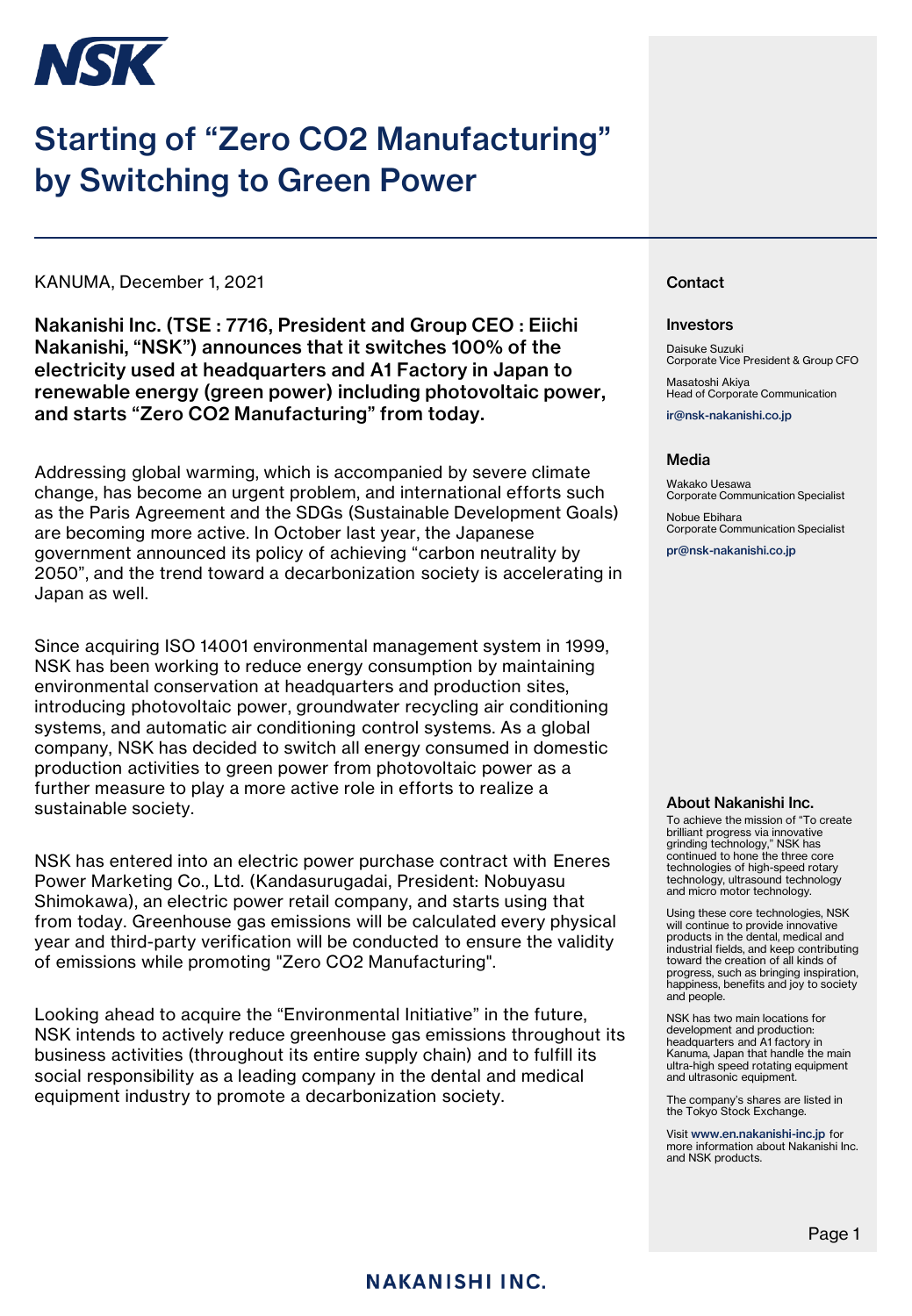# Starting of “Zero CO2 Manufacturing” by Switching to Green Power

KANUMA, December 1, 2021

**Nakanishi Inc. (TSE : 7716, President and Group CEO : Eiichi Nakanishi, “NSK”) announces that it switches 100% of the electricity used at headquarters and A1 Factory in Japan to renewable energy (green power) including photovoltaic power, and starts “Zero CO2 Manufacturing” from today.**

Addressing global warming, which is accompanied by severe climate change, has become an urgent problem, and international efforts such as the Paris Agreement and the SDGs (Sustainable Development Goals) are becoming more active. In October last year, the Japanese government announced its policy of achieving “carbon neutrality by 2050”, and the trend toward a decarbonization society is accelerating in Japan as well.

Since acquiring ISO 14001 environmental management system in 1999, NSK has been working to reduce energy consumption by maintaining environmental conservation at headquarters and production sites, introducing photovoltaic power, groundwater recycling air conditioning systems, and automatic air conditioning control systems. As a global company, NSK has decided to switch all energy consumed in domestic production activities to green power from photovoltaic power as a further measure to play a more active role in efforts to realize a sustainable society.

NSK has entered into an electric power purchase contract with Eneres Power Marketing Co., Ltd. (Kandasurugadai, President: Nobuyasu Shimokawa), an electric power retail company, and starts using that from today. Greenhouse gas emissions will be calculated every physical year and third-party verification will be conducted to ensure the validity of emissions while promoting "Zero CO2 Manufacturing".

Looking ahead to acquire the “Environmental Initiative” in the future, NSK intends to actively reduce greenhouse gas emissions throughout its business activities (throughout its entire supply chain) and to fulfill its social responsibility as a leading company in the dental and medical equipment industry to promote a decarbonization society.

## Contact

### Investors

Daisuke Suzuki
Corporate Vice President & Group CFO

Masatoshi Akiya
Head of Corporate Communication

ir@nsk-nakanishi.co.jp

### Media

Wakako Uesawa
Corporate Communication Specialist

Nobue Ebihara
Corporate Communication Specialist

pr@nsk-nakanishi.co.jp

### About Nakanishi Inc.

To achieve the mission of “To create brilliant progress via innovative grinding technology,” NSK has continued to hone the three core technologies of high-speed rotary technology, ultrasound technology and micro motor technology.

Using these core technologies, NSK will continue to provide innovative products in the dental, medical and industrial fields, and keep contributing toward the creation of all kinds of progress, such as bringing inspiration, happiness, benefits and joy to society and people.

NSK has two main locations for development and production: headquarters and A1 factory in Kanuma, Japan that handle the main ultra-high speed rotating equipment and ultrasonic equipment.

The company’s shares are listed in the Tokyo Stock Exchange.

Visit www.en.nakanishi-inc.jp for more information about Nakanishi Inc. and NSK products.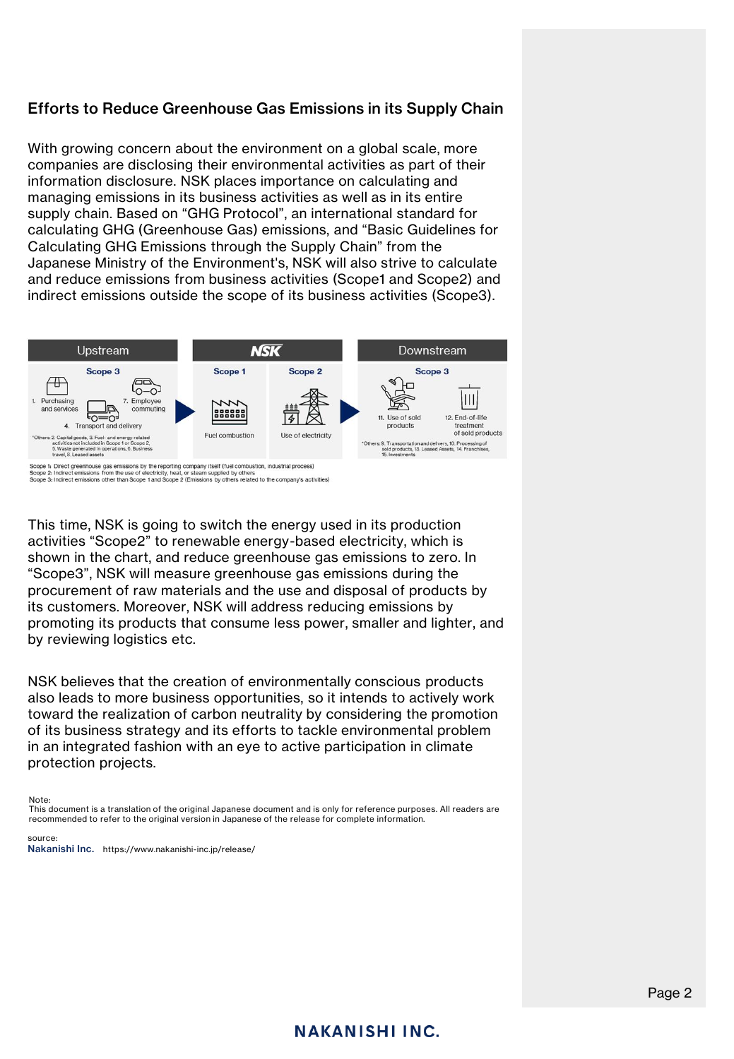## Efforts to Reduce Greenhouse Gas Emissions in its Supply Chain

With growing concern about the environment on a global scale, more companies are disclosing their environmental activities as part of their information disclosure. NSK places importance on calculating and managing emissions in its business activities as well as in its entire supply chain. Based on "GHG Protocol", an international standard for calculating GHG (Greenhouse Gas) emissions, and "Basic Guidelines for Calculating GHG Emissions through the Supply Chain" from the Japanese Ministry of the Environment's, NSK will also strive to calculate and reduce emissions from business activities (Scope1 and Scope2) and indirect emissions outside the scope of its business activities (Scope3).

Upstream

Scope 3

1. Purchasing and services

7. Employee commuting

4. Transport and delivery

*Others: 2. Capital goods, 3. Fuel- and energy-related activities not included in Scope 1 or Scope 2, 5. Waste generated in operations, 6. Business travel, 8. Leased assets

NSK

Scope 1

Fuel combustion

Scope 2

Use of electricity

Downstream

Scope 3

11. Use of sold products

12. End-of-life treatment of sold products

*Others: 9. Transportation and delivery, 10. Processing of sold products, 13. Leased Assets, 14. Franchises, 15. Investments

Scope 1: Direct greenhouse gas emissions by the reporting company itself (fuel combustion, industrial process)
Scope 2: Indirect emissions from the use of electricity, heat, or steam supplied by others
Scope 3: Indirect emissions other than Scope 1 and Scope 2 (Emissions by others related to the company's activities)

This time, NSK is going to switch the energy used in its production activities "Scope2" to renewable energy-based electricity, which is shown in the chart, and reduce greenhouse gas emissions to zero. In "Scope3", NSK will measure greenhouse gas emissions during the procurement of raw materials and the use and disposal of products by its customers. Moreover, NSK will address reducing emissions by promoting its products that consume less power, smaller and lighter, and by reviewing logistics etc.

NSK believes that the creation of environmentally conscious products also leads to more business opportunities, so it intends to actively work toward the realization of carbon neutrality by considering the promotion of its business strategy and its efforts to tackle environmental problem in an integrated fashion with an eye to active participation in climate protection projects.

Note:
This document is a translation of the original Japanese document and is only for reference purposes. All readers are recommended to refer to the original version in Japanese of the release for complete information.

source:
**Nakanishi Inc.** https://www.nakanishi-inc.jp/release/